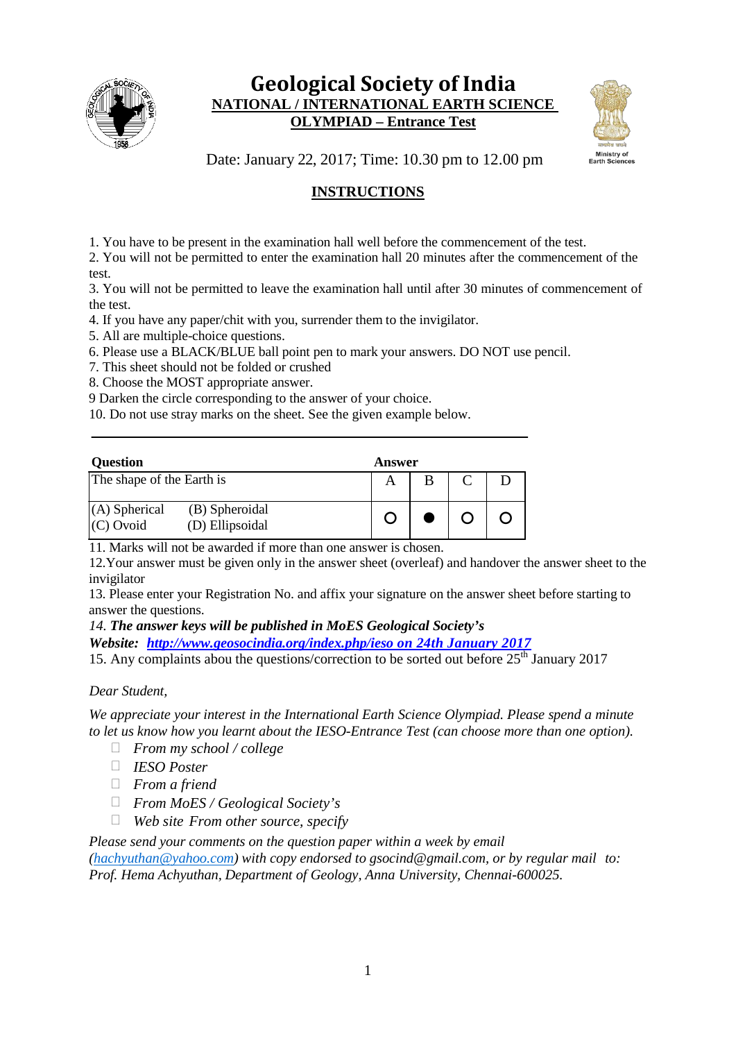# Geological Society of India

**NATIONAL / INTERNATIONAL EARTH SCIENCE OLYMPIAD – Entrance Test**

Date: January 22, 2017; Time: 10.30 pm to 12.00 pm

## INSTRUCTIONS

1. You have to be present in the examination hall well before the commencement of the test.
2. You will not be permitted to enter the examination hall 20 minutes after the commencement of the test.
3. You will not be permitted to leave the examination hall until after 30 minutes of commencement of the test.
4. If you have any paper/chit with you, surrender them to the invigilator.
5. All are multiple-choice questions.
6. Please use a BLACK/BLUE ball point pen to mark your answers. DO NOT use pencil.
7. This sheet should not be folded or crushed
8. Choose the MOST appropriate answer.
9 Darken the circle corresponding to the answer of your choice.
10. Do not use stray marks on the sheet. See the given example below.

| **Question** | **Answer** | | | |
|---|---|---|---|---|
| The shape of the Earth is | A | B | C | D |
| (A) Spherical (B) Spheroidal (C) Ovoid (D) Ellipsoidal | ○ | ● | ○ | ○ |

11. Marks will not be awarded if more than one answer is chosen.
12.Your answer must be given only in the answer sheet (overleaf) and handover the answer sheet to the invigilator
13. Please enter your Registration No. and affix your signature on the answer sheet before starting to answer the questions.
14. ***The answer keys will be published in MoES Geological Society's Website: http://www.geosocindia.org/index.php/ieso on 24th January 2017***
15. Any complaints abou the questions/correction to be sorted out before 25th January 2017

*Dear Student,*

*We appreciate your interest in the International Earth Science Olympiad. Please spend a minute to let us know how you learnt about the IESO-Entrance Test (can choose more than one option).*

- ☐ *From my school / college*
- ☐ *IESO Poster*
- ☐ *From a friend*
- ☐ *From MoES / Geological Society's*
- ☐ *Web site From other source, specify*

*Please send your comments on the question paper within a week by email (hachyuthan@yahoo.com) with copy endorsed to gsocind@gmail.com, or by regular mail to: Prof. Hema Achyuthan, Department of Geology, Anna University, Chennai-600025.*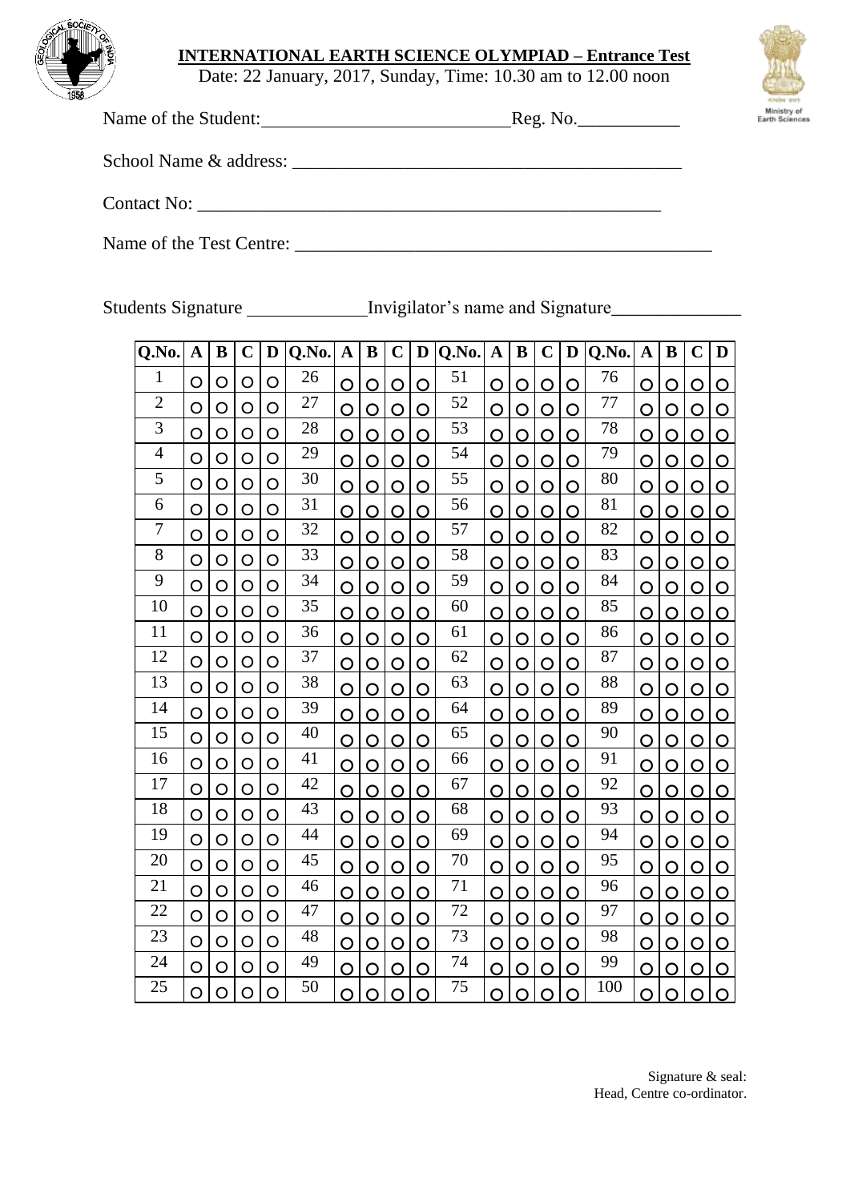**INTERNATIONAL EARTH SCIENCE OLYMPIAD – Entrance Test**

Date: 22 January, 2017, Sunday, Time: 10.30 am to 12.00 noon

Name of the Student:\_\_\_\_\_\_\_\_\_\_\_\_\_\_\_\_\_\_\_\_\_\_\_\_\_\_\_\_Reg. No.\_\_\_\_\_\_\_\_\_\_\_

School Name & address: \_\_\_\_\_\_\_\_\_\_\_\_\_\_\_\_\_\_\_\_\_\_\_\_\_\_\_\_\_\_\_\_\_\_\_\_\_\_\_\_\_\_

Contact No: \_\_\_\_\_\_\_\_\_\_\_\_\_\_\_\_\_\_\_\_\_\_\_\_\_\_\_\_\_\_\_\_\_\_\_\_\_\_\_\_\_\_\_\_\_\_\_\_\_

Name of the Test Centre: \_\_\_\_\_\_\_\_\_\_\_\_\_\_\_\_\_\_\_\_\_\_\_\_\_\_\_\_\_\_\_\_\_\_\_\_\_\_\_\_\_\_\_

Students Signature \_\_\_\_\_\_\_\_\_\_\_\_\_Invigilator's name and Signature\_\_\_\_\_\_\_\_\_\_\_\_\_\_

| Q.No. | A | B | C | D | Q.No. | A | B | C | D | Q.No. | A | B | C | D | Q.No. | A | B | C | D |
|---|---|---|---|---|---|---|---|---|---|---|---|---|---|---|---|---|---|---|---|
| 1 | O | O | O | O | 26 | O | O | O | O | 51 | O | O | O | O | 76 | O | O | O | O |
| 2 | O | O | O | O | 27 | O | O | O | O | 52 | O | O | O | O | 77 | O | O | O | O |
| 3 | O | O | O | O | 28 | O | O | O | O | 53 | O | O | O | O | 78 | O | O | O | O |
| 4 | O | O | O | O | 29 | O | O | O | O | 54 | O | O | O | O | 79 | O | O | O | O |
| 5 | O | O | O | O | 30 | O | O | O | O | 55 | O | O | O | O | 80 | O | O | O | O |
| 6 | O | O | O | O | 31 | O | O | O | O | 56 | O | O | O | O | 81 | O | O | O | O |
| 7 | O | O | O | O | 32 | O | O | O | O | 57 | O | O | O | O | 82 | O | O | O | O |
| 8 | O | O | O | O | 33 | O | O | O | O | 58 | O | O | O | O | 83 | O | O | O | O |
| 9 | O | O | O | O | 34 | O | O | O | O | 59 | O | O | O | O | 84 | O | O | O | O |
| 10 | O | O | O | O | 35 | O | O | O | O | 60 | O | O | O | O | 85 | O | O | O | O |
| 11 | O | O | O | O | 36 | O | O | O | O | 61 | O | O | O | O | 86 | O | O | O | O |
| 12 | O | O | O | O | 37 | O | O | O | O | 62 | O | O | O | O | 87 | O | O | O | O |
| 13 | O | O | O | O | 38 | O | O | O | O | 63 | O | O | O | O | 88 | O | O | O | O |
| 14 | O | O | O | O | 39 | O | O | O | O | 64 | O | O | O | O | 89 | O | O | O | O |
| 15 | O | O | O | O | 40 | O | O | O | O | 65 | O | O | O | O | 90 | O | O | O | O |
| 16 | O | O | O | O | 41 | O | O | O | O | 66 | O | O | O | O | 91 | O | O | O | O |
| 17 | O | O | O | O | 42 | O | O | O | O | 67 | O | O | O | O | 92 | O | O | O | O |
| 18 | O | O | O | O | 43 | O | O | O | O | 68 | O | O | O | O | 93 | O | O | O | O |
| 19 | O | O | O | O | 44 | O | O | O | O | 69 | O | O | O | O | 94 | O | O | O | O |
| 20 | O | O | O | O | 45 | O | O | O | O | 70 | O | O | O | O | 95 | O | O | O | O |
| 21 | O | O | O | O | 46 | O | O | O | O | 71 | O | O | O | O | 96 | O | O | O | O |
| 22 | O | O | O | O | 47 | O | O | O | O | 72 | O | O | O | O | 97 | O | O | O | O |
| 23 | O | O | O | O | 48 | O | O | O | O | 73 | O | O | O | O | 98 | O | O | O | O |
| 24 | O | O | O | O | 49 | O | O | O | O | 74 | O | O | O | O | 99 | O | O | O | O |
| 25 | O | O | O | O | 50 | O | O | O | O | 75 | O | O | O | O | 100 | O | O | O | O |

Signature & seal:
Head, Centre co-ordinator.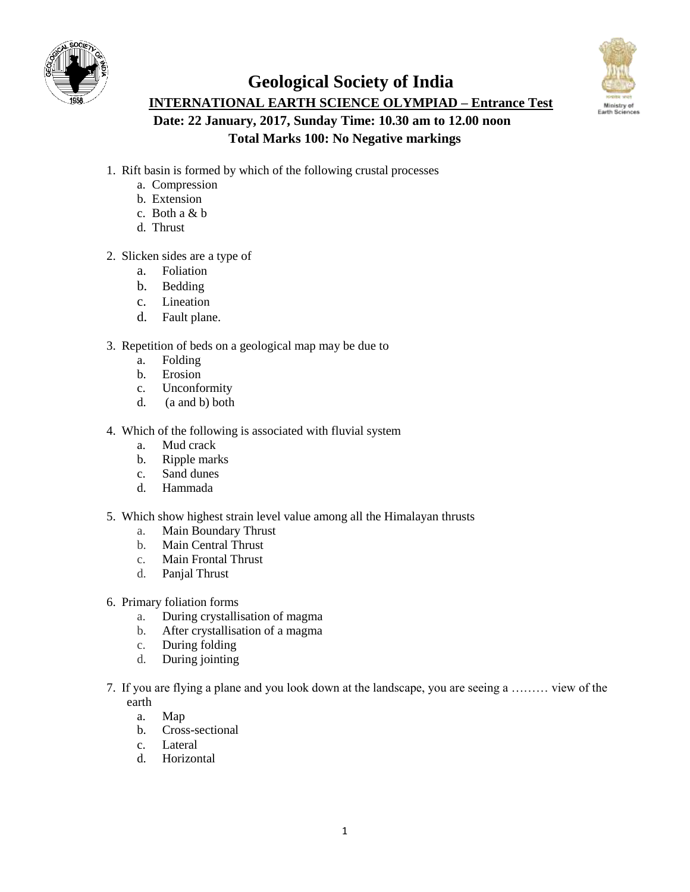# Geological Society of India

## INTERNATIONAL EARTH SCIENCE OLYMPIAD – Entrance Test

**Date: 22 January, 2017, Sunday Time: 10.30 am to 12.00 noon**

**Total Marks 100: No Negative markings**

1. Rift basin is formed by which of the following crustal processes
   a. Compression
   b. Extension
   c. Both a & b
   d. Thrust

2. Slicken sides are a type of
   a. Foliation
   b. Bedding
   c. Lineation
   d. Fault plane.

3. Repetition of beds on a geological map may be due to
   a. Folding
   b. Erosion
   c. Unconformity
   d. (a and b) both

4. Which of the following is associated with fluvial system
   a. Mud crack
   b. Ripple marks
   c. Sand dunes
   d. Hammada

5. Which show highest strain level value among all the Himalayan thrusts
   a. Main Boundary Thrust
   b. Main Central Thrust
   c. Main Frontal Thrust
   d. Panjal Thrust

6. Primary foliation forms
   a. During crystallisation of magma
   b. After crystallisation of a magma
   c. During folding
   d. During jointing

7. If you are flying a plane and you look down at the landscape, you are seeing a ……… view of the earth
   a. Map
   b. Cross-sectional
   c. Lateral
   d. Horizontal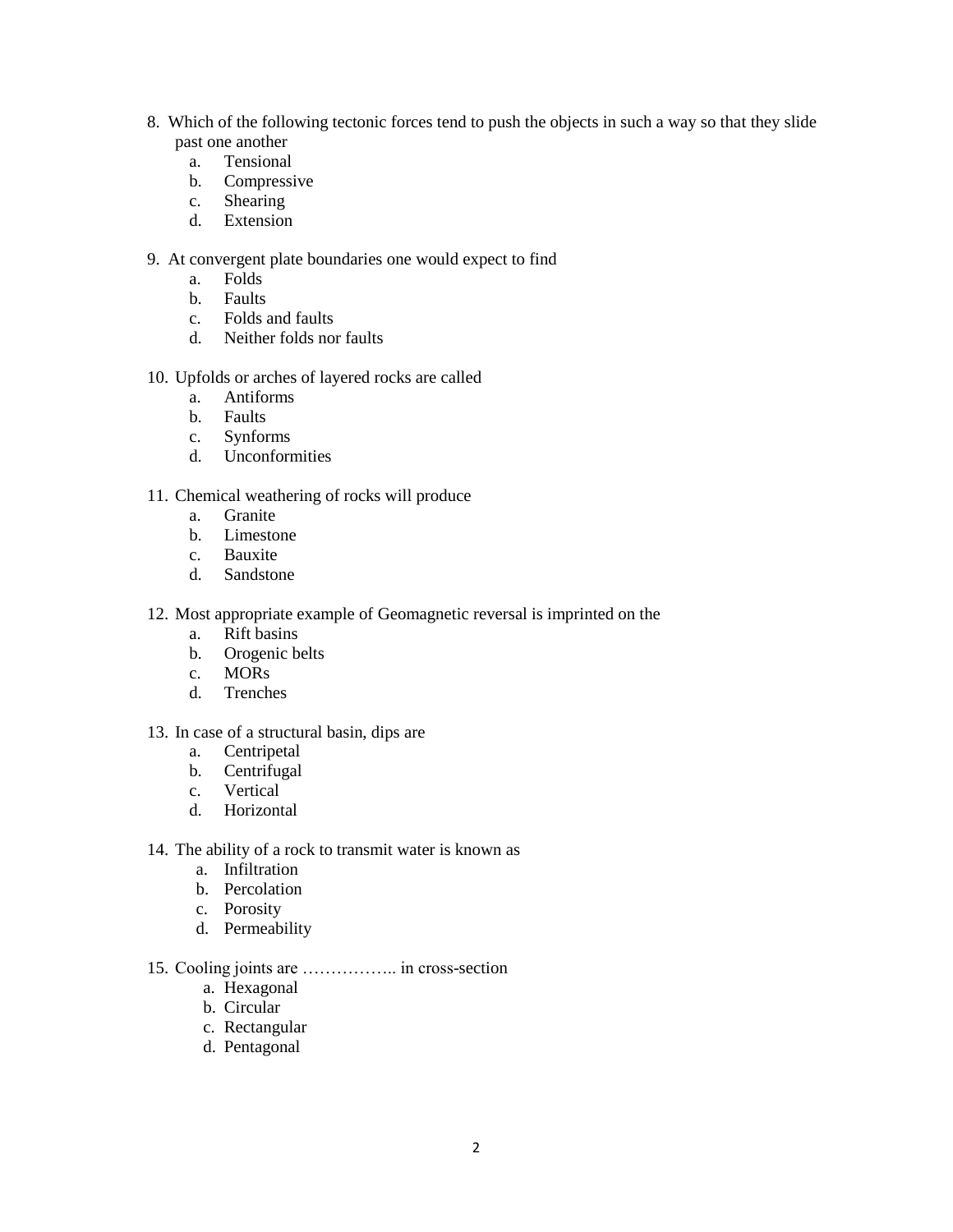8. Which of the following tectonic forces tend to push the objects in such a way so that they slide past one another
   a. Tensional
   b. Compressive
   c. Shearing
   d. Extension

9. At convergent plate boundaries one would expect to find
   a. Folds
   b. Faults
   c. Folds and faults
   d. Neither folds nor faults

10. Upfolds or arches of layered rocks are called
    a. Antiforms
    b. Faults
    c. Synforms
    d. Unconformities

11. Chemical weathering of rocks will produce
    a. Granite
    b. Limestone
    c. Bauxite
    d. Sandstone

12. Most appropriate example of Geomagnetic reversal is imprinted on the
    a. Rift basins
    b. Orogenic belts
    c. MORs
    d. Trenches

13. In case of a structural basin, dips are
    a. Centripetal
    b. Centrifugal
    c. Vertical
    d. Horizontal

14. The ability of a rock to transmit water is known as
    a. Infiltration
    b. Percolation
    c. Porosity
    d. Permeability

15. Cooling joints are …………….. in cross-section
    a. Hexagonal
    b. Circular
    c. Rectangular
    d. Pentagonal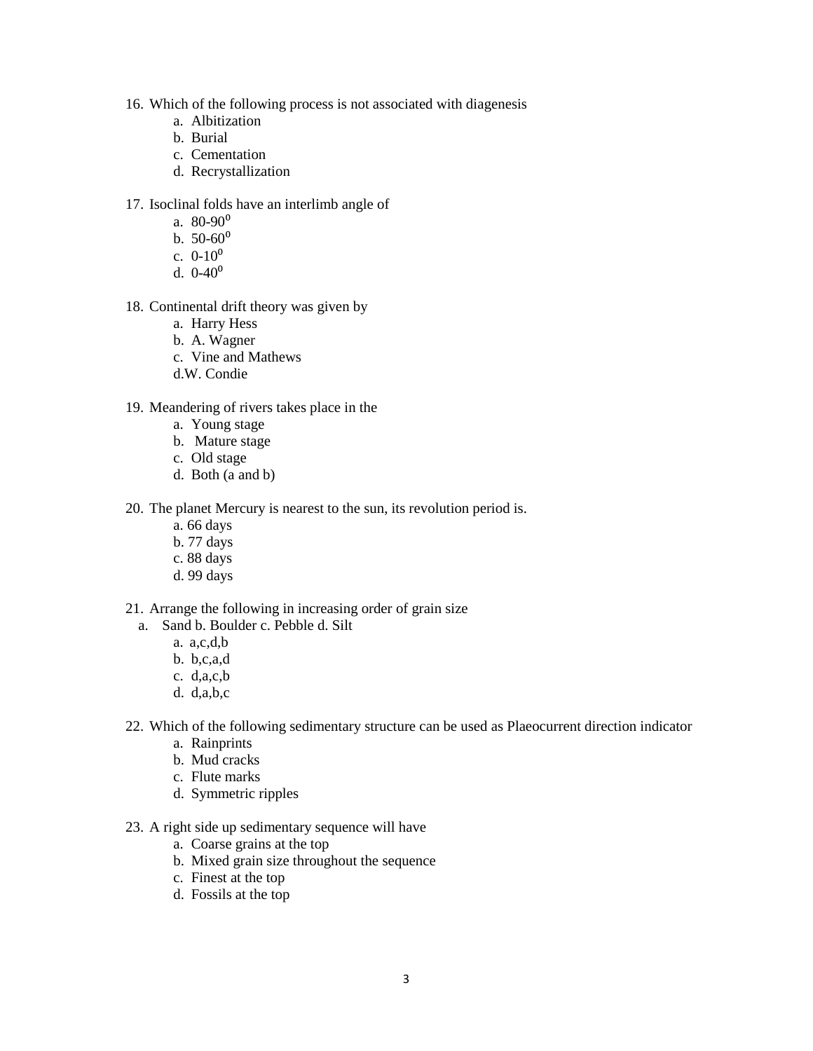16. Which of the following process is not associated with diagenesis
    a. Albitization
    b. Burial
    c. Cementation
    d. Recrystallization

17. Isoclinal folds have an interlimb angle of
    a. $80\text{-}90^0$
    b. $50\text{-}60^0$
    c. $0\text{-}10^0$
    d. $0\text{-}40^0$

18. Continental drift theory was given by
    a. Harry Hess
    b. A. Wagner
    c. Vine and Mathews
    d.W. Condie

19. Meandering of rivers takes place in the
    a. Young stage
    b. Mature stage
    c. Old stage
    d. Both (a and b)

20. The planet Mercury is nearest to the sun, its revolution period is.
    a. 66 days
    b. 77 days
    c. 88 days
    d. 99 days

21. Arrange the following in increasing order of grain size
    a. Sand b. Boulder c. Pebble d. Silt
    a. a,c,d,b
    b. b,c,a,d
    c. d,a,c,b
    d. d,a,b,c

22. Which of the following sedimentary structure can be used as Plaeocurrent direction indicator
    a. Rainprints
    b. Mud cracks
    c. Flute marks
    d. Symmetric ripples

23. A right side up sedimentary sequence will have
    a. Coarse grains at the top
    b. Mixed grain size throughout the sequence
    c. Finest at the top
    d. Fossils at the top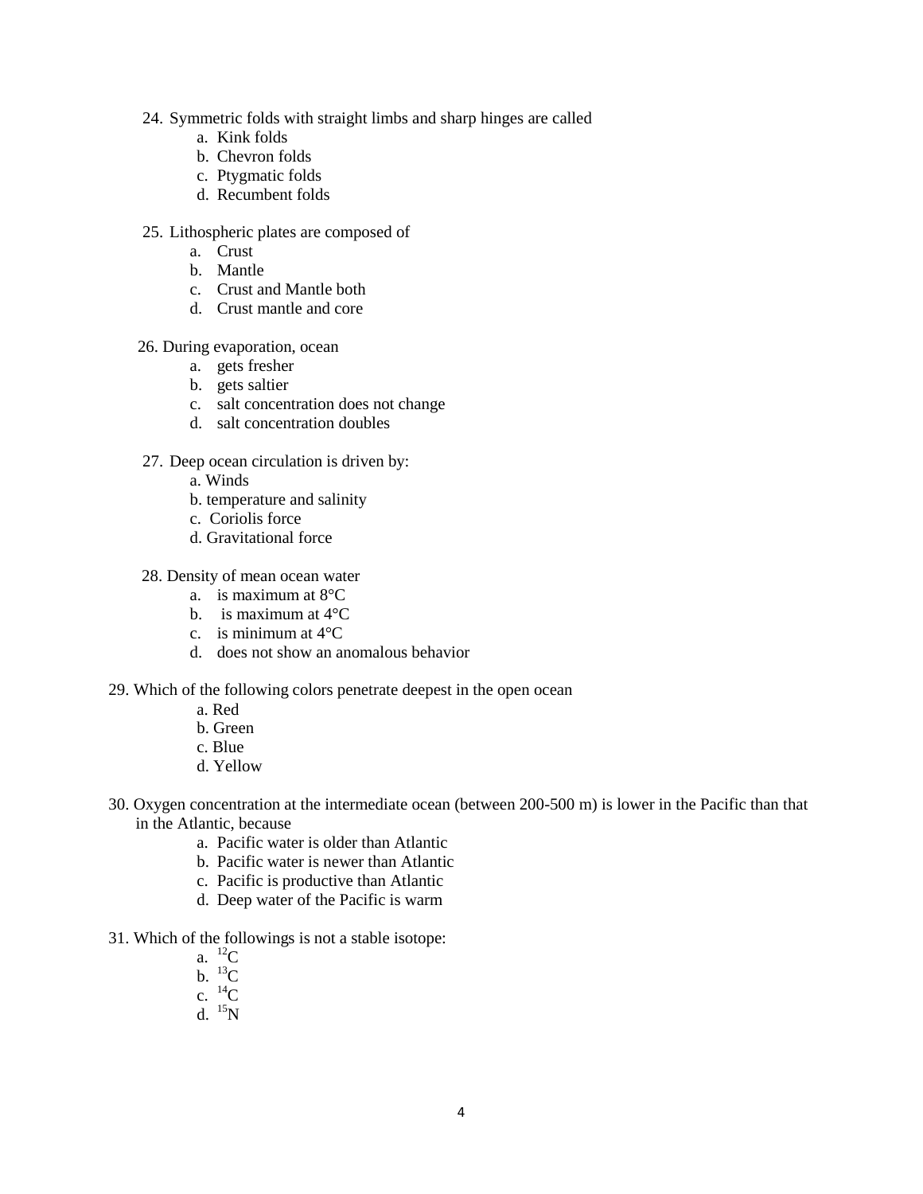24. Symmetric folds with straight limbs and sharp hinges are called
    a. Kink folds
    b. Chevron folds
    c. Ptygmatic folds
    d. Recumbent folds

25. Lithospheric plates are composed of
    a. Crust
    b. Mantle
    c. Crust and Mantle both
    d. Crust mantle and core

26. During evaporation, ocean
    a. gets fresher
    b. gets saltier
    c. salt concentration does not change
    d. salt concentration doubles

27. Deep ocean circulation is driven by:
    a. Winds
    b. temperature and salinity
    c. Coriolis force
    d. Gravitational force

28. Density of mean ocean water
    a. is maximum at 8°C
    b. is maximum at 4°C
    c. is minimum at 4°C
    d. does not show an anomalous behavior

29. Which of the following colors penetrate deepest in the open ocean
    a. Red
    b. Green
    c. Blue
    d. Yellow

30. Oxygen concentration at the intermediate ocean (between 200-500 m) is lower in the Pacific than that in the Atlantic, because
    a. Pacific water is older than Atlantic
    b. Pacific water is newer than Atlantic
    c. Pacific is productive than Atlantic
    d. Deep water of the Pacific is warm

31. Which of the followings is not a stable isotope:
    a. $^{12}C$
    b. $^{13}C$
    c. $^{14}C$
    d. $^{15}N$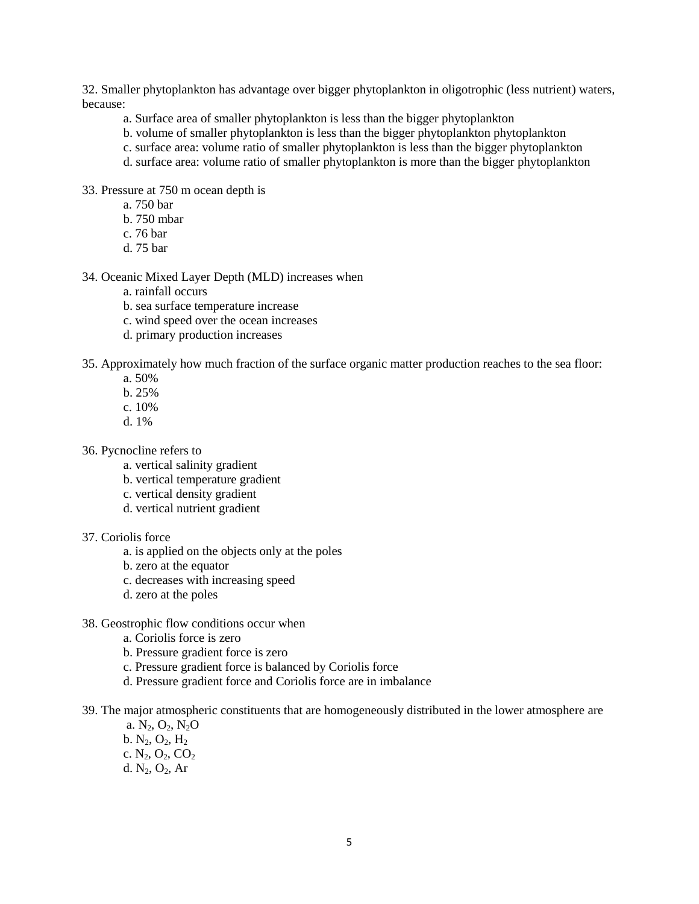32. Smaller phytoplankton has advantage over bigger phytoplankton in oligotrophic (less nutrient) waters, because:

a. Surface area of smaller phytoplankton is less than the bigger phytoplankton
b. volume of smaller phytoplankton is less than the bigger phytoplankton phytoplankton
c. surface area: volume ratio of smaller phytoplankton is less than the bigger phytoplankton
d. surface area: volume ratio of smaller phytoplankton is more than the bigger phytoplankton

33. Pressure at 750 m ocean depth is

a. 750 bar
b. 750 mbar
c. 76 bar
d. 75 bar

34. Oceanic Mixed Layer Depth (MLD) increases when

a. rainfall occurs
b. sea surface temperature increase
c. wind speed over the ocean increases
d. primary production increases

35. Approximately how much fraction of the surface organic matter production reaches to the sea floor:

a. 50%
b. 25%
c. 10%
d. 1%

36. Pycnocline refers to

a. vertical salinity gradient
b. vertical temperature gradient
c. vertical density gradient
d. vertical nutrient gradient

37. Coriolis force

a. is applied on the objects only at the poles
b. zero at the equator
c. decreases with increasing speed
d. zero at the poles

38. Geostrophic flow conditions occur when

a. Coriolis force is zero
b. Pressure gradient force is zero
c. Pressure gradient force is balanced by Coriolis force
d. Pressure gradient force and Coriolis force are in imbalance

39. The major atmospheric constituents that are homogeneously distributed in the lower atmosphere are

a. $N_2$, $O_2$, $N_2O$
b. $N_2$, $O_2$, $H_2$
c. $N_2$, $O_2$, $CO_2$
d. $N_2$, $O_2$, Ar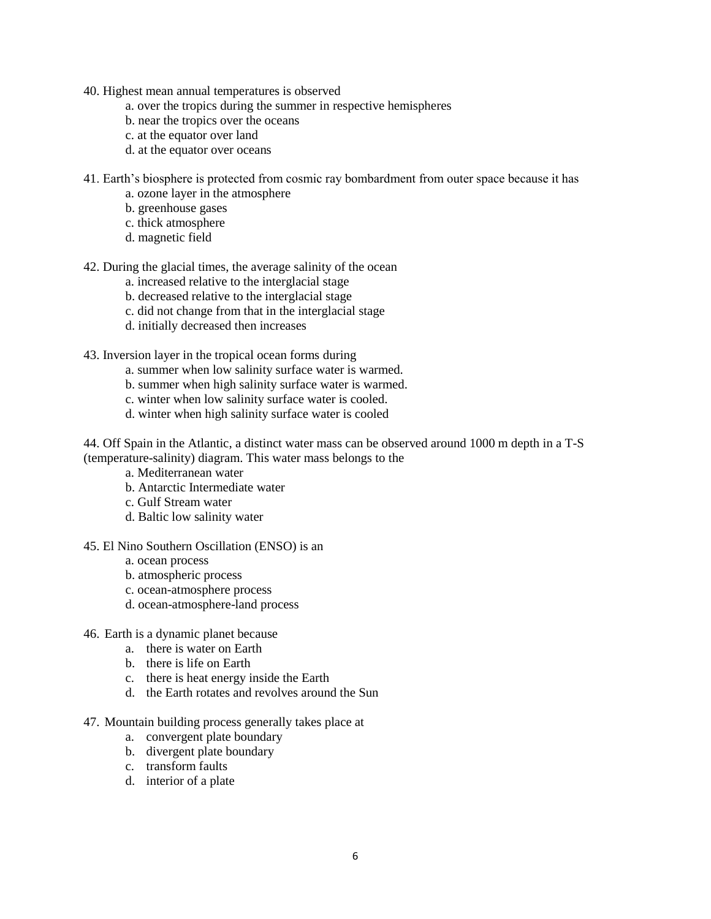40. Highest mean annual temperatures is observed

a. over the tropics during the summer in respective hemispheres
b. near the tropics over the oceans
c. at the equator over land
d. at the equator over oceans

41. Earth's biosphere is protected from cosmic ray bombardment from outer space because it has

a. ozone layer in the atmosphere
b. greenhouse gases
c. thick atmosphere
d. magnetic field

42. During the glacial times, the average salinity of the ocean

a. increased relative to the interglacial stage
b. decreased relative to the interglacial stage
c. did not change from that in the interglacial stage
d. initially decreased then increases

43. Inversion layer in the tropical ocean forms during

a. summer when low salinity surface water is warmed.
b. summer when high salinity surface water is warmed.
c. winter when low salinity surface water is cooled.
d. winter when high salinity surface water is cooled

44. Off Spain in the Atlantic, a distinct water mass can be observed around 1000 m depth in a T-S (temperature-salinity) diagram. This water mass belongs to the

a. Mediterranean water
b. Antarctic Intermediate water
c. Gulf Stream water
d. Baltic low salinity water

45. El Nino Southern Oscillation (ENSO) is an

a. ocean process
b. atmospheric process
c. ocean-atmosphere process
d. ocean-atmosphere-land process

46. Earth is a dynamic planet because

a. there is water on Earth
b. there is life on Earth
c. there is heat energy inside the Earth
d. the Earth rotates and revolves around the Sun

47. Mountain building process generally takes place at

a. convergent plate boundary
b. divergent plate boundary
c. transform faults
d. interior of a plate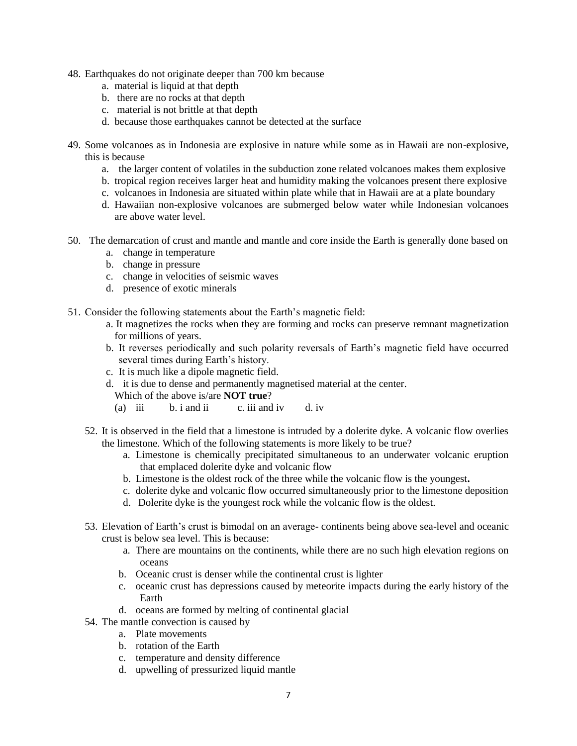48. Earthquakes do not originate deeper than 700 km because
    a. material is liquid at that depth
    b. there are no rocks at that depth
    c. material is not brittle at that depth
    d. because those earthquakes cannot be detected at the surface

49. Some volcanoes as in Indonesia are explosive in nature while some as in Hawaii are non-explosive, this is because
    a. the larger content of volatiles in the subduction zone related volcanoes makes them explosive
    b. tropical region receives larger heat and humidity making the volcanoes present there explosive
    c. volcanoes in Indonesia are situated within plate while that in Hawaii are at a plate boundary
    d. Hawaiian non-explosive volcanoes are submerged below water while Indonesian volcanoes are above water level.

50. The demarcation of crust and mantle and mantle and core inside the Earth is generally done based on
    a. change in temperature
    b. change in pressure
    c. change in velocities of seismic waves
    d. presence of exotic minerals

51. Consider the following statements about the Earth's magnetic field:
    a. It magnetizes the rocks when they are forming and rocks can preserve remnant magnetization for millions of years.
    b. It reverses periodically and such polarity reversals of Earth's magnetic field have occurred several times during Earth's history.
    c. It is much like a dipole magnetic field.
    d. it is due to dense and permanently magnetised material at the center.

    Which of the above is/are **NOT true**?

    (a) iii  b. i and ii  c. iii and iv  d. iv

52. It is observed in the field that a limestone is intruded by a dolerite dyke. A volcanic flow overlies the limestone. Which of the following statements is more likely to be true?
    a. Limestone is chemically precipitated simultaneous to an underwater volcanic eruption that emplaced dolerite dyke and volcanic flow
    b. Limestone is the oldest rock of the three while the volcanic flow is the youngest**.**
    c. dolerite dyke and volcanic flow occurred simultaneously prior to the limestone deposition
    d. Dolerite dyke is the youngest rock while the volcanic flow is the oldest.

53. Elevation of Earth's crust is bimodal on an average- continents being above sea-level and oceanic crust is below sea level. This is because:
    a. There are mountains on the continents, while there are no such high elevation regions on oceans
    b. Oceanic crust is denser while the continental crust is lighter
    c. oceanic crust has depressions caused by meteorite impacts during the early history of the Earth
    d. oceans are formed by melting of continental glacial

54. The mantle convection is caused by
    a. Plate movements
    b. rotation of the Earth
    c. temperature and density difference
    d. upwelling of pressurized liquid mantle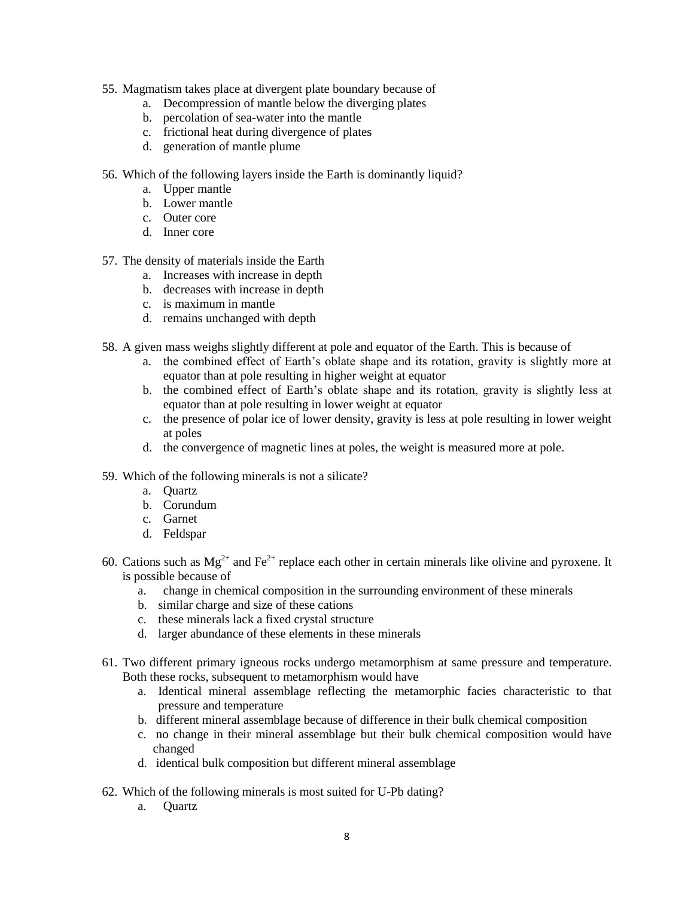55. Magmatism takes place at divergent plate boundary because of
    a. Decompression of mantle below the diverging plates
    b. percolation of sea-water into the mantle
    c. frictional heat during divergence of plates
    d. generation of mantle plume

56. Which of the following layers inside the Earth is dominantly liquid?
    a. Upper mantle
    b. Lower mantle
    c. Outer core
    d. Inner core

57. The density of materials inside the Earth
    a. Increases with increase in depth
    b. decreases with increase in depth
    c. is maximum in mantle
    d. remains unchanged with depth

58. A given mass weighs slightly different at pole and equator of the Earth. This is because of
    a. the combined effect of Earth's oblate shape and its rotation, gravity is slightly more at equator than at pole resulting in higher weight at equator
    b. the combined effect of Earth's oblate shape and its rotation, gravity is slightly less at equator than at pole resulting in lower weight at equator
    c. the presence of polar ice of lower density, gravity is less at pole resulting in lower weight at poles
    d. the convergence of magnetic lines at poles, the weight is measured more at pole.

59. Which of the following minerals is not a silicate?
    a. Quartz
    b. Corundum
    c. Garnet
    d. Feldspar

60. Cations such as $Mg^{2+}$ and $Fe^{2+}$ replace each other in certain minerals like olivine and pyroxene. It is possible because of
    a. change in chemical composition in the surrounding environment of these minerals
    b. similar charge and size of these cations
    c. these minerals lack a fixed crystal structure
    d. larger abundance of these elements in these minerals

61. Two different primary igneous rocks undergo metamorphism at same pressure and temperature. Both these rocks, subsequent to metamorphism would have
    a. Identical mineral assemblage reflecting the metamorphic facies characteristic to that pressure and temperature
    b. different mineral assemblage because of difference in their bulk chemical composition
    c. no change in their mineral assemblage but their bulk chemical composition would have changed
    d. identical bulk composition but different mineral assemblage

62. Which of the following minerals is most suited for U-Pb dating?
    a. Quartz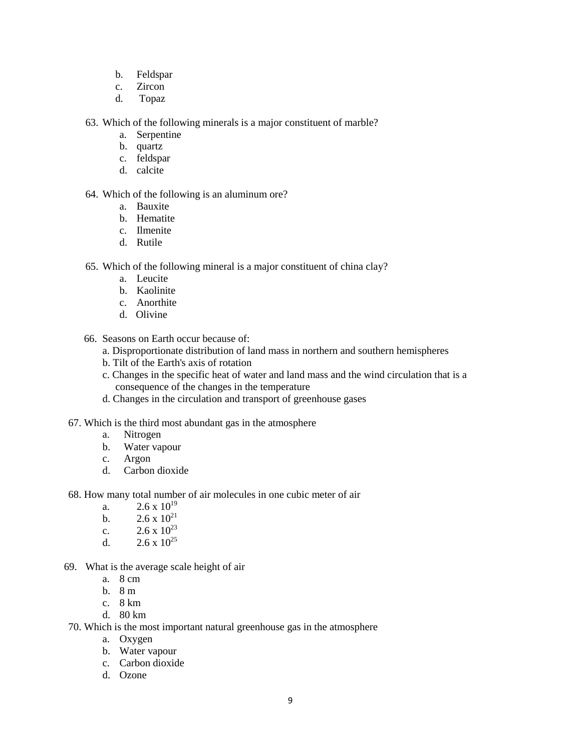b. Feldspar
c. Zircon
d. Topaz

63. Which of the following minerals is a major constituent of marble?
    a. Serpentine
    b. quartz
    c. feldspar
    d. calcite

64. Which of the following is an aluminum ore?
    a. Bauxite
    b. Hematite
    c. Ilmenite
    d. Rutile

65. Which of the following mineral is a major constituent of china clay?
    a. Leucite
    b. Kaolinite
    c. Anorthite
    d. Olivine

66. Seasons on Earth occur because of:
    a. Disproportionate distribution of land mass in northern and southern hemispheres
    b. Tilt of the Earth's axis of rotation
    c. Changes in the specific heat of water and land mass and the wind circulation that is a consequence of the changes in the temperature
    d. Changes in the circulation and transport of greenhouse gases

67. Which is the third most abundant gas in the atmosphere
    a. Nitrogen
    b. Water vapour
    c. Argon
    d. Carbon dioxide

68. How many total number of air molecules in one cubic meter of air
    a. $2.6 \times 10^{19}$
    b. $2.6 \times 10^{21}$
    c. $2.6 \times 10^{23}$
    d. $2.6 \times 10^{25}$

69. What is the average scale height of air
    a. 8 cm
    b. 8 m
    c. 8 km
    d. 80 km

70. Which is the most important natural greenhouse gas in the atmosphere
    a. Oxygen
    b. Water vapour
    c. Carbon dioxide
    d. Ozone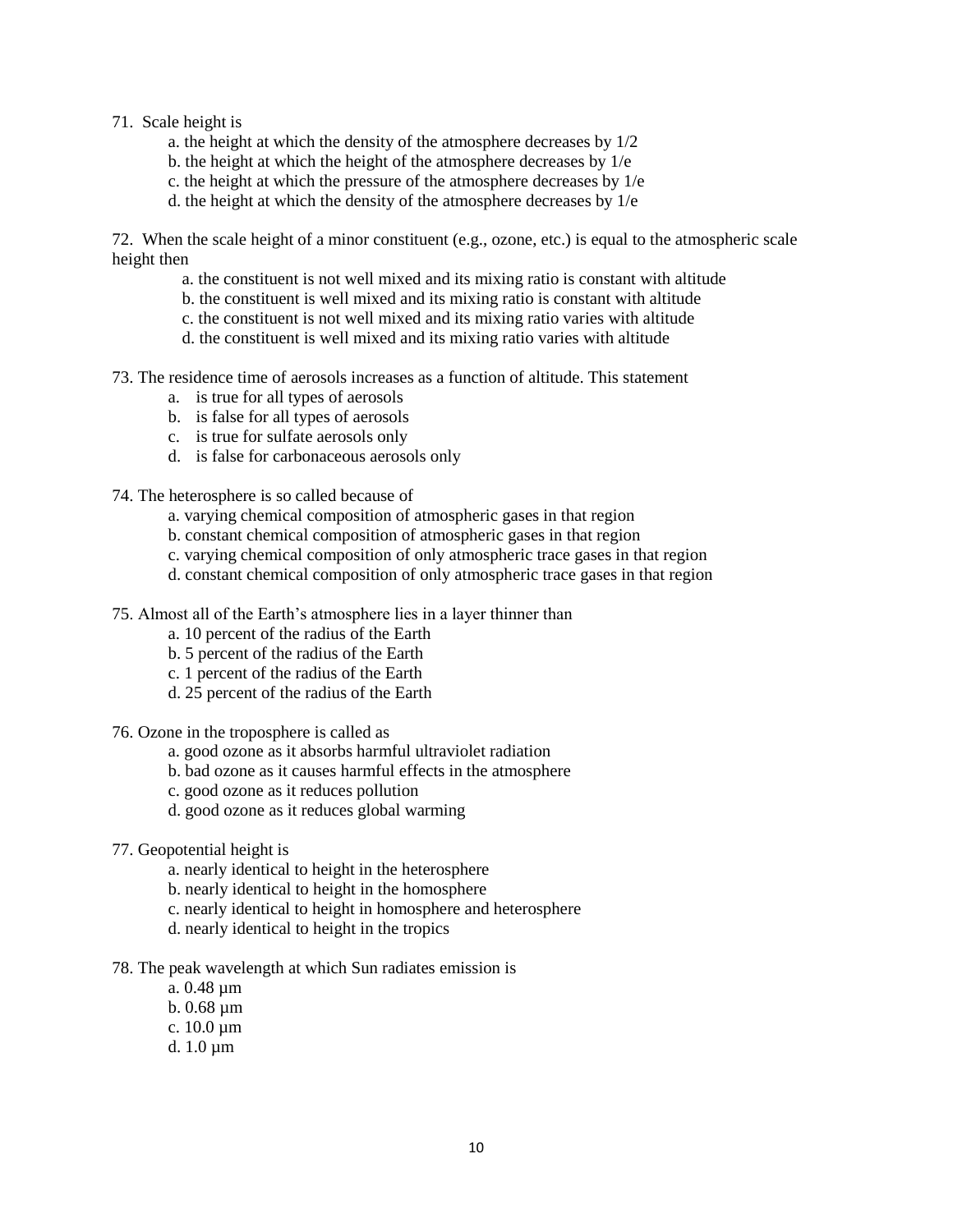71. Scale height is

   a. the height at which the density of the atmosphere decreases by 1/2
   b. the height at which the height of the atmosphere decreases by 1/e
   c. the height at which the pressure of the atmosphere decreases by 1/e
   d. the height at which the density of the atmosphere decreases by 1/e

72. When the scale height of a minor constituent (e.g., ozone, etc.) is equal to the atmospheric scale height then

   a. the constituent is not well mixed and its mixing ratio is constant with altitude
   b. the constituent is well mixed and its mixing ratio is constant with altitude
   c. the constituent is not well mixed and its mixing ratio varies with altitude
   d. the constituent is well mixed and its mixing ratio varies with altitude

73. The residence time of aerosols increases as a function of altitude. This statement

   a. is true for all types of aerosols
   b. is false for all types of aerosols
   c. is true for sulfate aerosols only
   d. is false for carbonaceous aerosols only

74. The heterosphere is so called because of

   a. varying chemical composition of atmospheric gases in that region
   b. constant chemical composition of atmospheric gases in that region
   c. varying chemical composition of only atmospheric trace gases in that region
   d. constant chemical composition of only atmospheric trace gases in that region

75. Almost all of the Earth's atmosphere lies in a layer thinner than

   a. 10 percent of the radius of the Earth
   b. 5 percent of the radius of the Earth
   c. 1 percent of the radius of the Earth
   d. 25 percent of the radius of the Earth

76. Ozone in the troposphere is called as

   a. good ozone as it absorbs harmful ultraviolet radiation
   b. bad ozone as it causes harmful effects in the atmosphere
   c. good ozone as it reduces pollution
   d. good ozone as it reduces global warming

77. Geopotential height is

   a. nearly identical to height in the heterosphere
   b. nearly identical to height in the homosphere
   c. nearly identical to height in homosphere and heterosphere
   d. nearly identical to height in the tropics

78. The peak wavelength at which Sun radiates emission is

   a. 0.48 µm
   b. 0.68 µm
   c. 10.0 µm
   d. 1.0 µm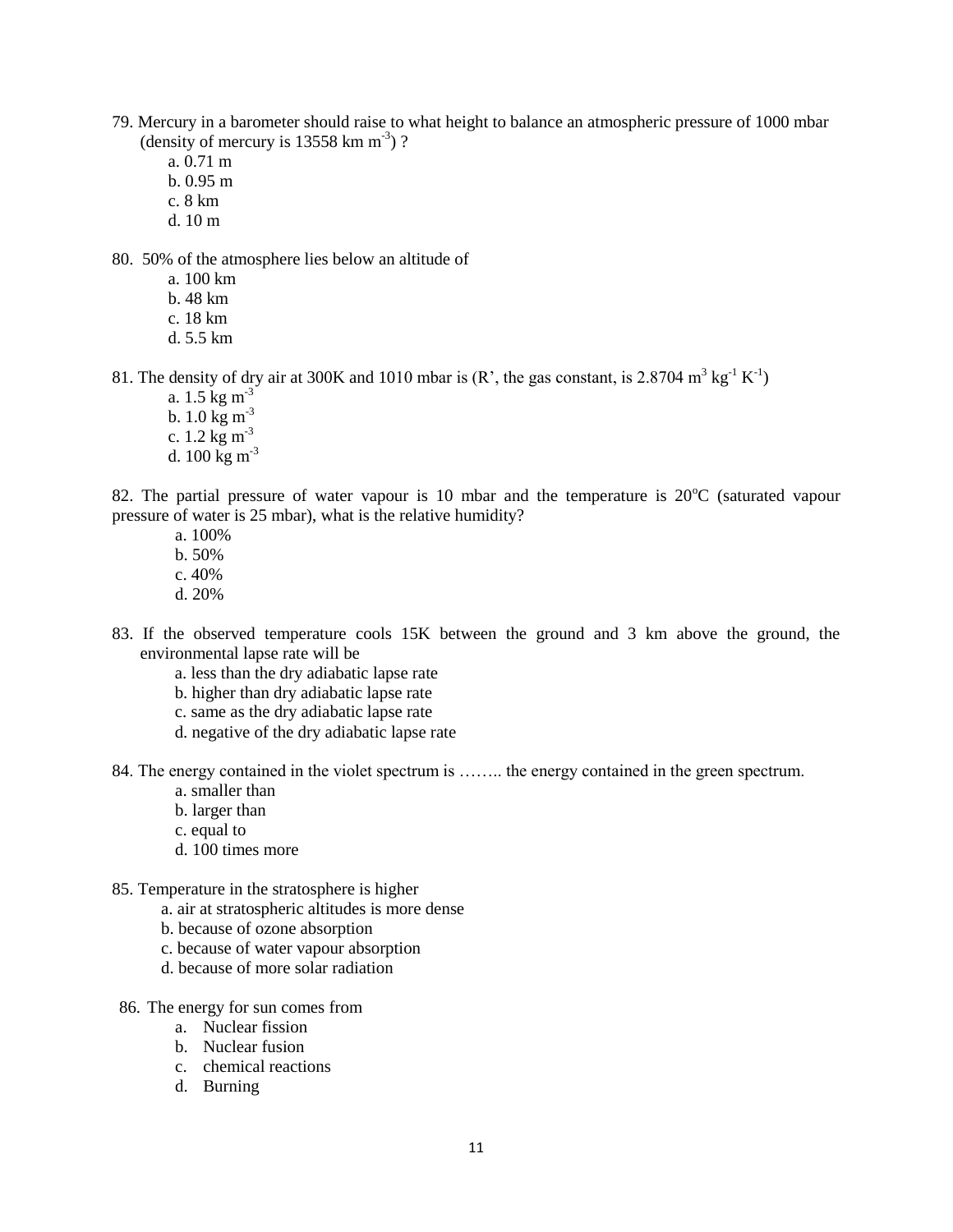79. Mercury in a barometer should raise to what height to balance an atmospheric pressure of 1000 mbar (density of mercury is 13558 km $m^{-3}$) ?

   a. 0.71 m
   b. 0.95 m
   c. 8 km
   d. 10 m

80. 50% of the atmosphere lies below an altitude of

   a. 100 km
   b. 48 km
   c. 18 km
   d. 5.5 km

81. The density of dry air at 300K and 1010 mbar is (R', the gas constant, is 2.8704 $m^3$ $kg^{-1}$ $K^{-1}$)

   a. 1.5 kg $m^{-3}$
   b. 1.0 kg $m^{-3}$
   c. 1.2 kg $m^{-3}$
   d. 100 kg $m^{-3}$

82. The partial pressure of water vapour is 10 mbar and the temperature is 20°C (saturated vapour pressure of water is 25 mbar), what is the relative humidity?

   a. 100%
   b. 50%
   c. 40%
   d. 20%

83. If the observed temperature cools 15K between the ground and 3 km above the ground, the environmental lapse rate will be

   a. less than the dry adiabatic lapse rate
   b. higher than dry adiabatic lapse rate
   c. same as the dry adiabatic lapse rate
   d. negative of the dry adiabatic lapse rate

84. The energy contained in the violet spectrum is …….. the energy contained in the green spectrum.

   a. smaller than
   b. larger than
   c. equal to
   d. 100 times more

85. Temperature in the stratosphere is higher

   a. air at stratospheric altitudes is more dense
   b. because of ozone absorption
   c. because of water vapour absorption
   d. because of more solar radiation

86. The energy for sun comes from

   a. Nuclear fission
   b. Nuclear fusion
   c. chemical reactions
   d. Burning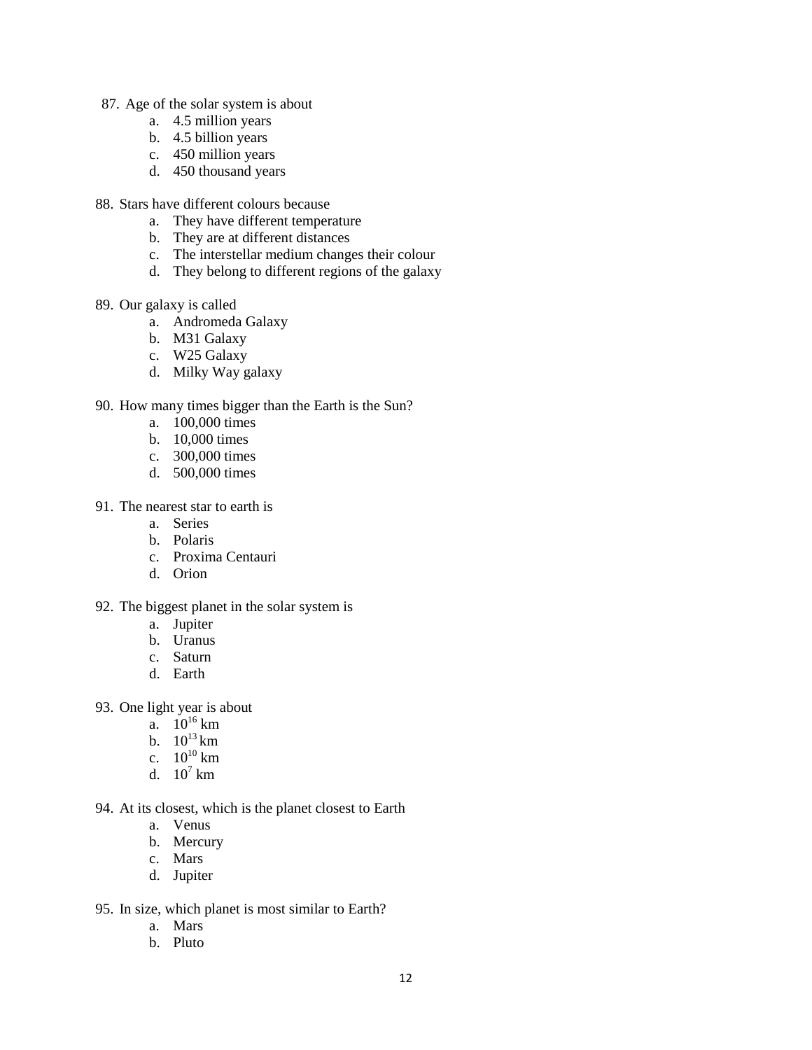87. Age of the solar system is about
    a. 4.5 million years
    b. 4.5 billion years
    c. 450 million years
    d. 450 thousand years

88. Stars have different colours because
    a. They have different temperature
    b. They are at different distances
    c. The interstellar medium changes their colour
    d. They belong to different regions of the galaxy

89. Our galaxy is called
    a. Andromeda Galaxy
    b. M31 Galaxy
    c. W25 Galaxy
    d. Milky Way galaxy

90. How many times bigger than the Earth is the Sun?
    a. 100,000 times
    b. 10,000 times
    c. 300,000 times
    d. 500,000 times

91. The nearest star to earth is
    a. Series
    b. Polaris
    c. Proxima Centauri
    d. Orion

92. The biggest planet in the solar system is
    a. Jupiter
    b. Uranus
    c. Saturn
    d. Earth

93. One light year is about
    a. $10^{16}$ km
    b. $10^{13}$ km
    c. $10^{10}$ km
    d. $10^{7}$ km

94. At its closest, which is the planet closest to Earth
    a. Venus
    b. Mercury
    c. Mars
    d. Jupiter

95. In size, which planet is most similar to Earth?
    a. Mars
    b. Pluto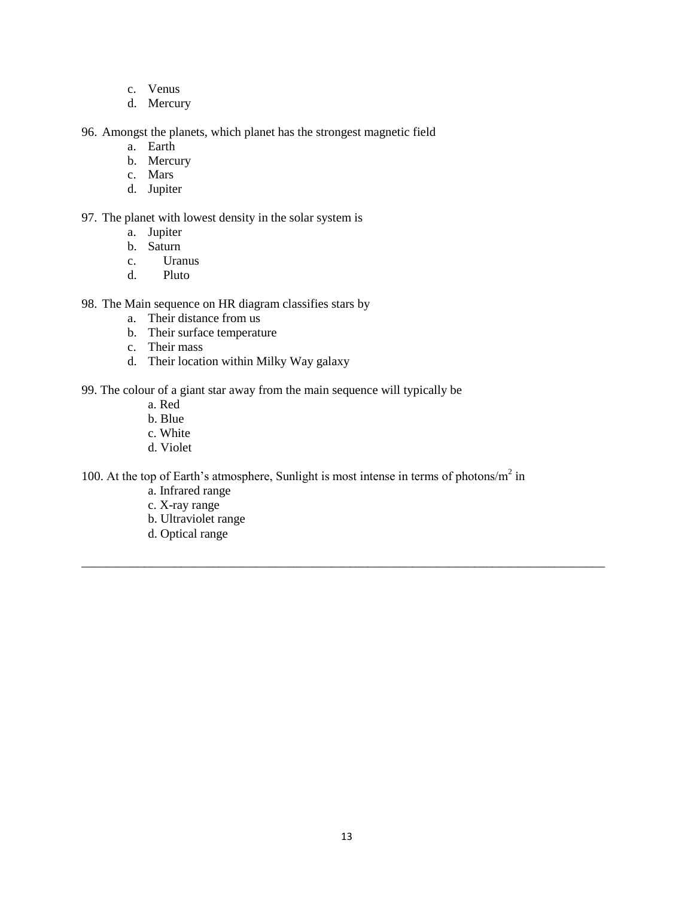c. Venus
d. Mercury

96. Amongst the planets, which planet has the strongest magnetic field
    a. Earth
    b. Mercury
    c. Mars
    d. Jupiter

97. The planet with lowest density in the solar system is
    a. Jupiter
    b. Saturn
    c. Uranus
    d. Pluto

98. The Main sequence on HR diagram classifies stars by
    a. Their distance from us
    b. Their surface temperature
    c. Their mass
    d. Their location within Milky Way galaxy

99. The colour of a giant star away from the main sequence will typically be
    a. Red
    b. Blue
    c. White
    d. Violet

100. At the top of Earth's atmosphere, Sunlight is most intense in terms of photons/$m^2$ in
    a. Infrared range
    c. X-ray range
    b. Ultraviolet range
    d. Optical range

---